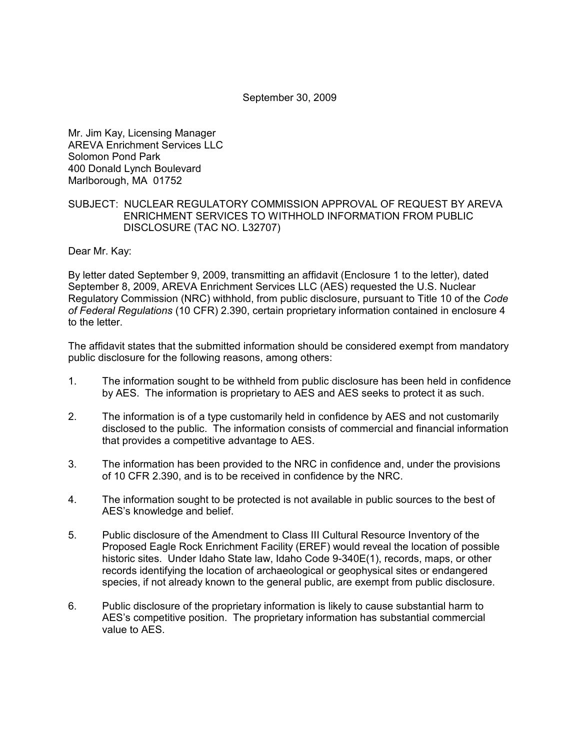September 30, 2009

Mr. Jim Kay, Licensing Manager
AREVA Enrichment Services LLC
Solomon Pond Park
400 Donald Lynch Boulevard
Marlborough, MA 01752

SUBJECT: NUCLEAR REGULATORY COMMISSION APPROVAL OF REQUEST BY AREVA ENRICHMENT SERVICES TO WITHHOLD INFORMATION FROM PUBLIC DISCLOSURE (TAC NO. L32707)

Dear Mr. Kay:

By letter dated September 9, 2009, transmitting an affidavit (Enclosure 1 to the letter), dated September 8, 2009, AREVA Enrichment Services LLC (AES) requested the U.S. Nuclear Regulatory Commission (NRC) withhold, from public disclosure, pursuant to Title 10 of the *Code of Federal Regulations* (10 CFR) 2.390, certain proprietary information contained in enclosure 4 to the letter.

The affidavit states that the submitted information should be considered exempt from mandatory public disclosure for the following reasons, among others:

1. The information sought to be withheld from public disclosure has been held in confidence by AES. The information is proprietary to AES and AES seeks to protect it as such.

2. The information is of a type customarily held in confidence by AES and not customarily disclosed to the public. The information consists of commercial and financial information that provides a competitive advantage to AES.

3. The information has been provided to the NRC in confidence and, under the provisions of 10 CFR 2.390, and is to be received in confidence by the NRC.

4. The information sought to be protected is not available in public sources to the best of AES's knowledge and belief.

5. Public disclosure of the Amendment to Class III Cultural Resource Inventory of the Proposed Eagle Rock Enrichment Facility (EREF) would reveal the location of possible historic sites. Under Idaho State law, Idaho Code 9-340E(1), records, maps, or other records identifying the location of archaeological or geophysical sites or endangered species, if not already known to the general public, are exempt from public disclosure.

6. Public disclosure of the proprietary information is likely to cause substantial harm to AES's competitive position. The proprietary information has substantial commercial value to AES.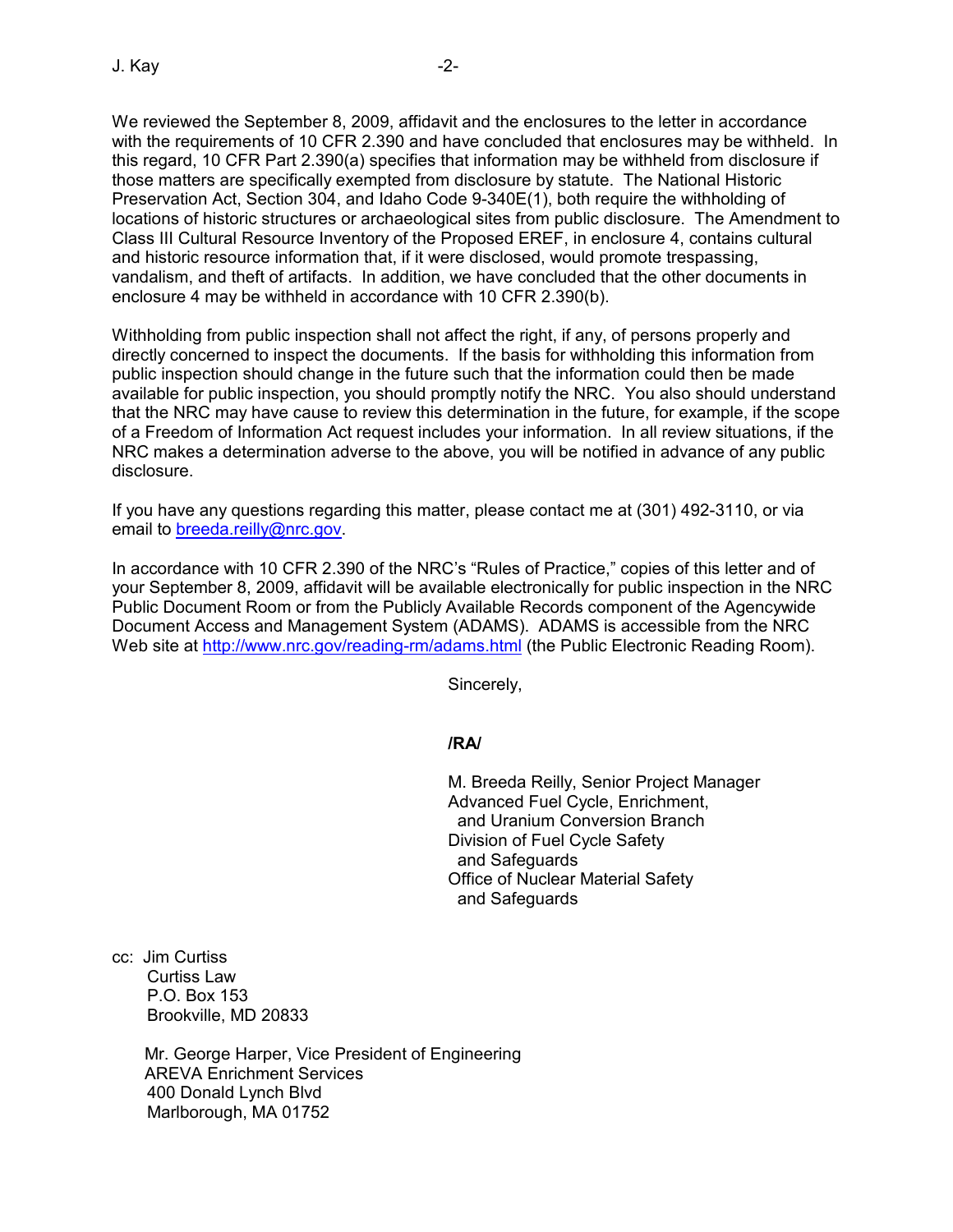We reviewed the September 8, 2009, affidavit and the enclosures to the letter in accordance with the requirements of 10 CFR 2.390 and have concluded that enclosures may be withheld. In this regard, 10 CFR Part 2.390(a) specifies that information may be withheld from disclosure if those matters are specifically exempted from disclosure by statute. The National Historic Preservation Act, Section 304, and Idaho Code 9-340E(1), both require the withholding of locations of historic structures or archaeological sites from public disclosure. The Amendment to Class III Cultural Resource Inventory of the Proposed EREF, in enclosure 4, contains cultural and historic resource information that, if it were disclosed, would promote trespassing, vandalism, and theft of artifacts. In addition, we have concluded that the other documents in enclosure 4 may be withheld in accordance with 10 CFR 2.390(b).

Withholding from public inspection shall not affect the right, if any, of persons properly and directly concerned to inspect the documents. If the basis for withholding this information from public inspection should change in the future such that the information could then be made available for public inspection, you should promptly notify the NRC. You also should understand that the NRC may have cause to review this determination in the future, for example, if the scope of a Freedom of Information Act request includes your information. In all review situations, if the NRC makes a determination adverse to the above, you will be notified in advance of any public disclosure.

If you have any questions regarding this matter, please contact me at (301) 492-3110, or via email to breeda.reilly@nrc.gov.

In accordance with 10 CFR 2.390 of the NRC's "Rules of Practice," copies of this letter and of your September 8, 2009, affidavit will be available electronically for public inspection in the NRC Public Document Room or from the Publicly Available Records component of the Agencywide Document Access and Management System (ADAMS). ADAMS is accessible from the NRC Web site at http://www.nrc.gov/reading-rm/adams.html (the Public Electronic Reading Room).

Sincerely,

**/RA/**

M. Breeda Reilly, Senior Project Manager
Advanced Fuel Cycle, Enrichment, and Uranium Conversion Branch
Division of Fuel Cycle Safety and Safeguards
Office of Nuclear Material Safety and Safeguards

cc: Jim Curtiss
Curtiss Law
P.O. Box 153
Brookville, MD 20833

Mr. George Harper, Vice President of Engineering
AREVA Enrichment Services
400 Donald Lynch Blvd
Marlborough, MA 01752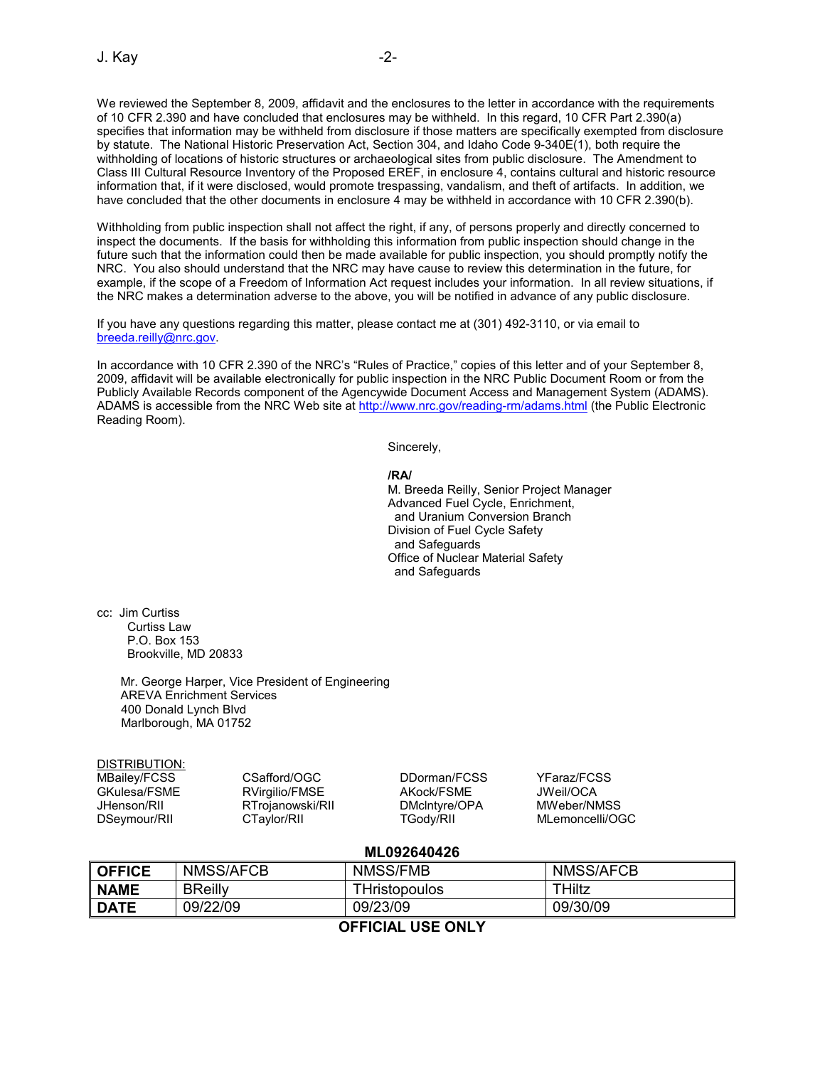We reviewed the September 8, 2009, affidavit and the enclosures to the letter in accordance with the requirements of 10 CFR 2.390 and have concluded that enclosures may be withheld. In this regard, 10 CFR Part 2.390(a) specifies that information may be withheld from disclosure if those matters are specifically exempted from disclosure by statute. The National Historic Preservation Act, Section 304, and Idaho Code 9-340E(1), both require the withholding of locations of historic structures or archaeological sites from public disclosure. The Amendment to Class III Cultural Resource Inventory of the Proposed EREF, in enclosure 4, contains cultural and historic resource information that, if it were disclosed, would promote trespassing, vandalism, and theft of artifacts. In addition, we have concluded that the other documents in enclosure 4 may be withheld in accordance with 10 CFR 2.390(b).

Withholding from public inspection shall not affect the right, if any, of persons properly and directly concerned to inspect the documents. If the basis for withholding this information from public inspection should change in the future such that the information could then be made available for public inspection, you should promptly notify the NRC. You also should understand that the NRC may have cause to review this determination in the future, for example, if the scope of a Freedom of Information Act request includes your information. In all review situations, if the NRC makes a determination adverse to the above, you will be notified in advance of any public disclosure.

If you have any questions regarding this matter, please contact me at (301) 492-3110, or via email to breeda.reilly@nrc.gov.

In accordance with 10 CFR 2.390 of the NRC's "Rules of Practice," copies of this letter and of your September 8, 2009, affidavit will be available electronically for public inspection in the NRC Public Document Room or from the Publicly Available Records component of the Agencywide Document Access and Management System (ADAMS). ADAMS is accessible from the NRC Web site at http://www.nrc.gov/reading-rm/adams.html (the Public Electronic Reading Room).

Sincerely,

**/RA/**

M. Breeda Reilly, Senior Project Manager
Advanced Fuel Cycle, Enrichment,
and Uranium Conversion Branch
Division of Fuel Cycle Safety
and Safeguards
Office of Nuclear Material Safety
and Safeguards

cc: Jim Curtiss
Curtiss Law
P.O. Box 153
Brookville, MD 20833

Mr. George Harper, Vice President of Engineering
AREVA Enrichment Services
400 Donald Lynch Blvd
Marlborough, MA 01752

DISTRIBUTION:

| | | | |
|---|---|---|---|
| MBailey/FCSS | CSafford/OGC | DDorman/FCSS | YFaraz/FCSS |
| GKulesa/FSME | RVirgilio/FMSE | AKock/FSME | JWeil/OCA |
| JHenson/RII | RTrojanowski/RII | DMcIntyre/OPA | MWeber/NMSS |
| DSeymour/RII | CTaylor/RII | TGody/RII | MLemoncelli/OGC |

**ML092640426**

| **OFFICE** | NMSS/AFCB | NMSS/FMB | NMSS/AFCB |
|---|---|---|---|
| **NAME** | BReilly | THristopoulos | THiltz |
| **DATE** | 09/22/09 | 09/23/09 | 09/30/09 |

**OFFICIAL USE ONLY**